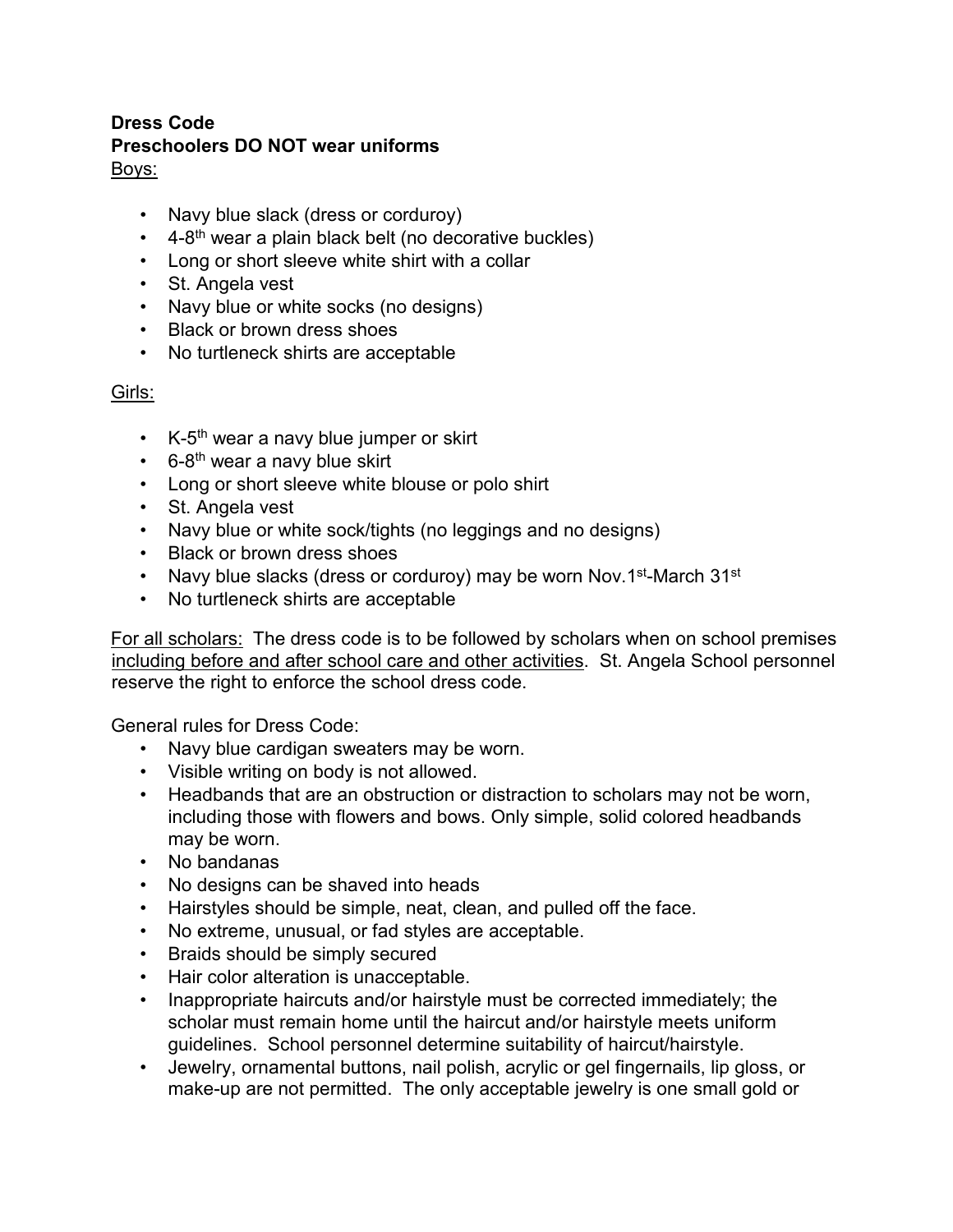**Dress Code**

**Preschoolers DO NOT wear uniforms**

Boys:

- Navy blue slack (dress or corduroy)
- 4-8th wear a plain black belt (no decorative buckles)
- Long or short sleeve white shirt with a collar
- St. Angela vest
- Navy blue or white socks (no designs)
- Black or brown dress shoes
- No turtleneck shirts are acceptable

Girls:

- K-5th wear a navy blue jumper or skirt
- 6-8th wear a navy blue skirt
- Long or short sleeve white blouse or polo shirt
- St. Angela vest
- Navy blue or white sock/tights (no leggings and no designs)
- Black or brown dress shoes
- Navy blue slacks (dress or corduroy) may be worn Nov.1st-March 31st
- No turtleneck shirts are acceptable

For all scholars: The dress code is to be followed by scholars when on school premises including before and after school care and other activities. St. Angela School personnel reserve the right to enforce the school dress code.

General rules for Dress Code:

- Navy blue cardigan sweaters may be worn.
- Visible writing on body is not allowed.
- Headbands that are an obstruction or distraction to scholars may not be worn, including those with flowers and bows. Only simple, solid colored headbands may be worn.
- No bandanas
- No designs can be shaved into heads
- Hairstyles should be simple, neat, clean, and pulled off the face.
- No extreme, unusual, or fad styles are acceptable.
- Braids should be simply secured
- Hair color alteration is unacceptable.
- Inappropriate haircuts and/or hairstyle must be corrected immediately; the scholar must remain home until the haircut and/or hairstyle meets uniform guidelines. School personnel determine suitability of haircut/hairstyle.
- Jewelry, ornamental buttons, nail polish, acrylic or gel fingernails, lip gloss, or make-up are not permitted. The only acceptable jewelry is one small gold or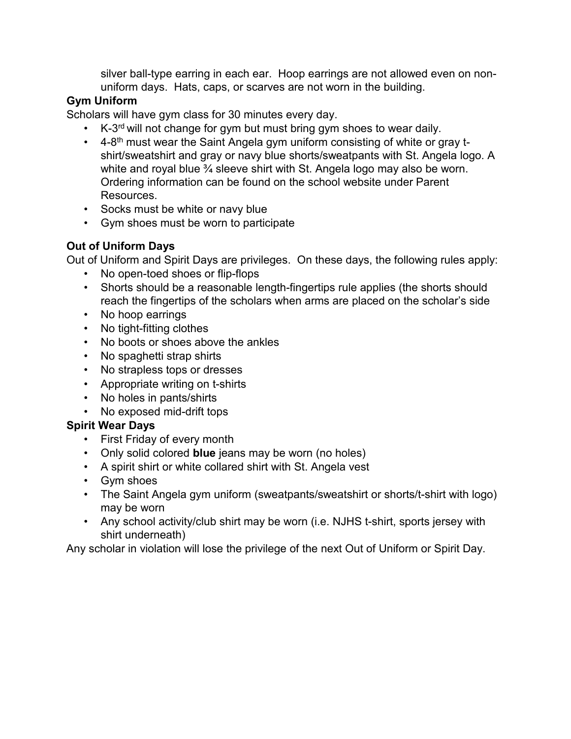silver ball-type earring in each ear. Hoop earrings are not allowed even on non-uniform days. Hats, caps, or scarves are not worn in the building.

**Gym Uniform**

Scholars will have gym class for 30 minutes every day.

- K-3rd will not change for gym but must bring gym shoes to wear daily.
- 4-8th must wear the Saint Angela gym uniform consisting of white or gray t-shirt/sweatshirt and gray or navy blue shorts/sweatpants with St. Angela logo. A white and royal blue ¾ sleeve shirt with St. Angela logo may also be worn. Ordering information can be found on the school website under Parent Resources.
- Socks must be white or navy blue
- Gym shoes must be worn to participate

**Out of Uniform Days**

Out of Uniform and Spirit Days are privileges. On these days, the following rules apply:

- No open-toed shoes or flip-flops
- Shorts should be a reasonable length-fingertips rule applies (the shorts should reach the fingertips of the scholars when arms are placed on the scholar's side
- No hoop earrings
- No tight-fitting clothes
- No boots or shoes above the ankles
- No spaghetti strap shirts
- No strapless tops or dresses
- Appropriate writing on t-shirts
- No holes in pants/shirts
- No exposed mid-drift tops

**Spirit Wear Days**

- First Friday of every month
- Only solid colored **blue** jeans may be worn (no holes)
- A spirit shirt or white collared shirt with St. Angela vest
- Gym shoes
- The Saint Angela gym uniform (sweatpants/sweatshirt or shorts/t-shirt with logo) may be worn
- Any school activity/club shirt may be worn (i.e. NJHS t-shirt, sports jersey with shirt underneath)

Any scholar in violation will lose the privilege of the next Out of Uniform or Spirit Day.